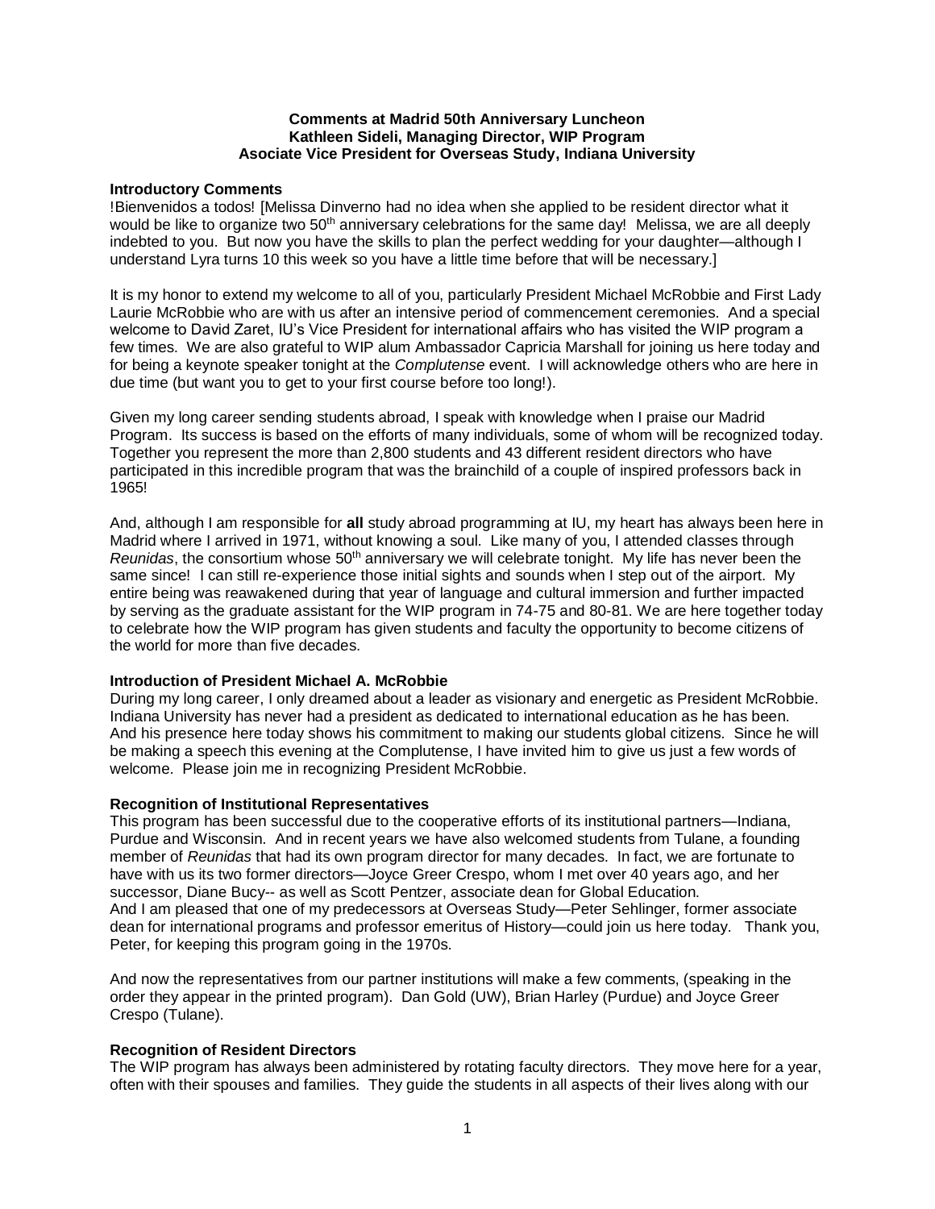**Comments at Madrid 50th Anniversary Luncheon**
**Kathleen Sideli, Managing Director, WIP Program**
**Asociate Vice President for Overseas Study, Indiana University**

**Introductory Comments**

!Bienvenidos a todos! [Melissa Dinverno had no idea when she applied to be resident director what it would be like to organize two 50th anniversary celebrations for the same day! Melissa, we are all deeply indebted to you. But now you have the skills to plan the perfect wedding for your daughter—although I understand Lyra turns 10 this week so you have a little time before that will be necessary.]

It is my honor to extend my welcome to all of you, particularly President Michael McRobbie and First Lady Laurie McRobbie who are with us after an intensive period of commencement ceremonies. And a special welcome to David Zaret, IU's Vice President for international affairs who has visited the WIP program a few times. We are also grateful to WIP alum Ambassador Capricia Marshall for joining us here today and for being a keynote speaker tonight at the *Complutense* event. I will acknowledge others who are here in due time (but want you to get to your first course before too long!).

Given my long career sending students abroad, I speak with knowledge when I praise our Madrid Program. Its success is based on the efforts of many individuals, some of whom will be recognized today. Together you represent the more than 2,800 students and 43 different resident directors who have participated in this incredible program that was the brainchild of a couple of inspired professors back in 1965!

And, although I am responsible for **all** study abroad programming at IU, my heart has always been here in Madrid where I arrived in 1971, without knowing a soul. Like many of you, I attended classes through *Reunidas*, the consortium whose 50th anniversary we will celebrate tonight. My life has never been the same since! I can still re-experience those initial sights and sounds when I step out of the airport. My entire being was reawakened during that year of language and cultural immersion and further impacted by serving as the graduate assistant for the WIP program in 74-75 and 80-81. We are here together today to celebrate how the WIP program has given students and faculty the opportunity to become citizens of the world for more than five decades.

**Introduction of President Michael A. McRobbie**

During my long career, I only dreamed about a leader as visionary and energetic as President McRobbie. Indiana University has never had a president as dedicated to international education as he has been. And his presence here today shows his commitment to making our students global citizens. Since he will be making a speech this evening at the Complutense, I have invited him to give us just a few words of welcome. Please join me in recognizing President McRobbie.

**Recognition of Institutional Representatives**

This program has been successful due to the cooperative efforts of its institutional partners—Indiana, Purdue and Wisconsin. And in recent years we have also welcomed students from Tulane, a founding member of *Reunidas* that had its own program director for many decades. In fact, we are fortunate to have with us its two former directors—Joyce Greer Crespo, whom I met over 40 years ago, and her successor, Diane Bucy-- as well as Scott Pentzer, associate dean for Global Education.
And I am pleased that one of my predecessors at Overseas Study—Peter Sehlinger, former associate dean for international programs and professor emeritus of History—could join us here today. Thank you, Peter, for keeping this program going in the 1970s.

And now the representatives from our partner institutions will make a few comments, (speaking in the order they appear in the printed program). Dan Gold (UW), Brian Harley (Purdue) and Joyce Greer Crespo (Tulane).

**Recognition of Resident Directors**

The WIP program has always been administered by rotating faculty directors. They move here for a year, often with their spouses and families. They guide the students in all aspects of their lives along with our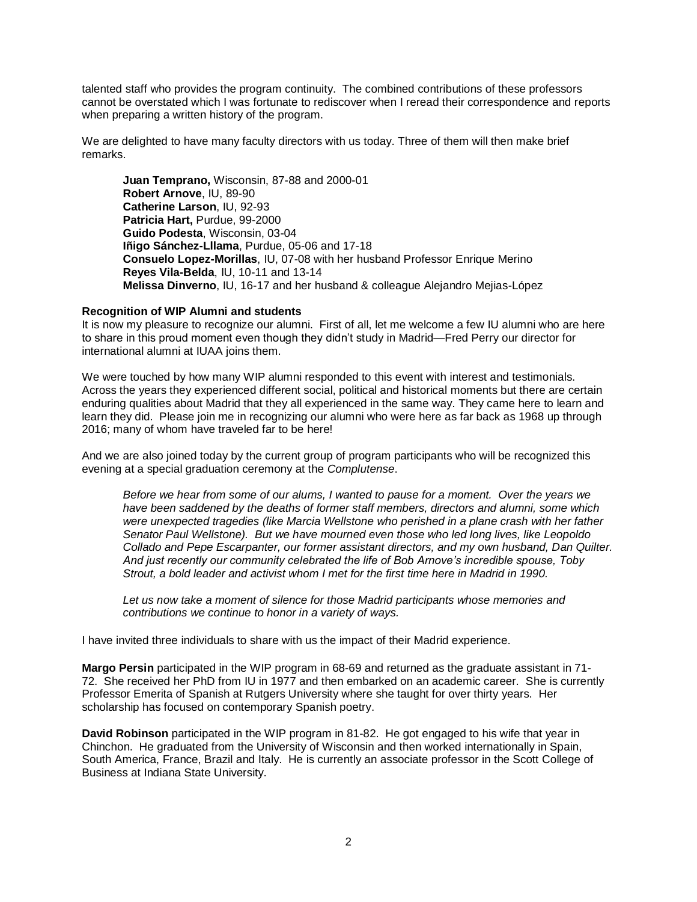talented staff who provides the program continuity. The combined contributions of these professors cannot be overstated which I was fortunate to rediscover when I reread their correspondence and reports when preparing a written history of the program.

We are delighted to have many faculty directors with us today. Three of them will then make brief remarks.

> **Juan Temprano,** Wisconsin, 87-88 and 2000-01
> **Robert Arnove**, IU, 89-90
> **Catherine Larson**, IU, 92-93
> **Patricia Hart,** Purdue, 99-2000
> **Guido Podesta**, Wisconsin, 03-04
> **Iñigo Sánchez-Llama**, Purdue, 05-06 and 17-18
> **Consuelo Lopez-Morillas**, IU, 07-08 with her husband Professor Enrique Merino
> **Reyes Vila-Belda**, IU, 10-11 and 13-14
> **Melissa Dinverno**, IU, 16-17 and her husband & colleague Alejandro Mejias-López

**Recognition of WIP Alumni and students**

It is now my pleasure to recognize our alumni. First of all, let me welcome a few IU alumni who are here to share in this proud moment even though they didn't study in Madrid—Fred Perry our director for international alumni at IUAA joins them.

We were touched by how many WIP alumni responded to this event with interest and testimonials. Across the years they experienced different social, political and historical moments but there are certain enduring qualities about Madrid that they all experienced in the same way. They came here to learn and learn they did. Please join me in recognizing our alumni who were here as far back as 1968 up through 2016; many of whom have traveled far to be here!

And we are also joined today by the current group of program participants who will be recognized this evening at a special graduation ceremony at the *Complutense*.

> *Before we hear from some of our alums, I wanted to pause for a moment. Over the years we have been saddened by the deaths of former staff members, directors and alumni, some which were unexpected tragedies (like Marcia Wellstone who perished in a plane crash with her father Senator Paul Wellstone). But we have mourned even those who led long lives, like Leopoldo Collado and Pepe Escarpanter, our former assistant directors, and my own husband, Dan Quilter. And just recently our community celebrated the life of Bob Arnove's incredible spouse, Toby Strout, a bold leader and activist whom I met for the first time here in Madrid in 1990.*
>
> *Let us now take a moment of silence for those Madrid participants whose memories and contributions we continue to honor in a variety of ways.*

I have invited three individuals to share with us the impact of their Madrid experience.

**Margo Persin** participated in the WIP program in 68-69 and returned as the graduate assistant in 71-72. She received her PhD from IU in 1977 and then embarked on an academic career. She is currently Professor Emerita of Spanish at Rutgers University where she taught for over thirty years. Her scholarship has focused on contemporary Spanish poetry.

**David Robinson** participated in the WIP program in 81-82. He got engaged to his wife that year in Chinchon. He graduated from the University of Wisconsin and then worked internationally in Spain, South America, France, Brazil and Italy. He is currently an associate professor in the Scott College of Business at Indiana State University.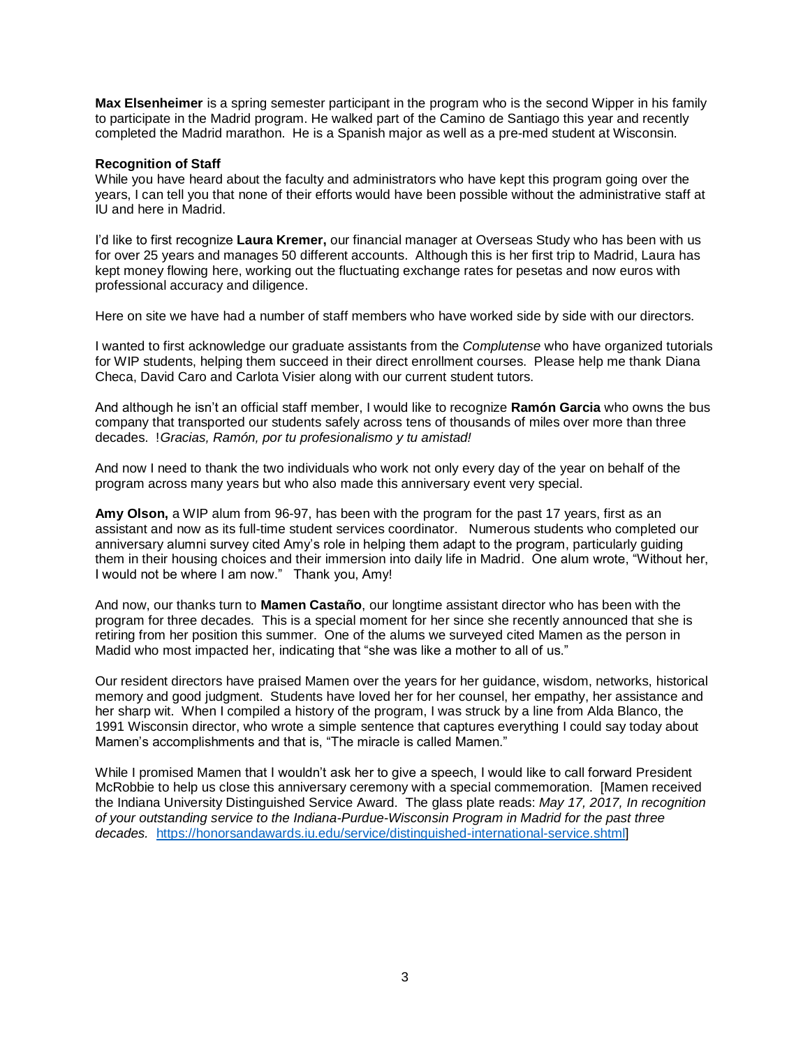**Max Elsenheimer** is a spring semester participant in the program who is the second Wipper in his family to participate in the Madrid program. He walked part of the Camino de Santiago this year and recently completed the Madrid marathon. He is a Spanish major as well as a pre-med student at Wisconsin.

**Recognition of Staff**

While you have heard about the faculty and administrators who have kept this program going over the years, I can tell you that none of their efforts would have been possible without the administrative staff at IU and here in Madrid.

I'd like to first recognize **Laura Kremer,** our financial manager at Overseas Study who has been with us for over 25 years and manages 50 different accounts. Although this is her first trip to Madrid, Laura has kept money flowing here, working out the fluctuating exchange rates for pesetas and now euros with professional accuracy and diligence.

Here on site we have had a number of staff members who have worked side by side with our directors.

I wanted to first acknowledge our graduate assistants from the *Complutense* who have organized tutorials for WIP students, helping them succeed in their direct enrollment courses. Please help me thank Diana Checa, David Caro and Carlota Visier along with our current student tutors.

And although he isn't an official staff member, I would like to recognize **Ramón Garcia** who owns the bus company that transported our students safely across tens of thousands of miles over more than three decades. !*Gracias, Ramón, por tu profesionalismo y tu amistad!*

And now I need to thank the two individuals who work not only every day of the year on behalf of the program across many years but who also made this anniversary event very special.

**Amy Olson,** a WIP alum from 96-97, has been with the program for the past 17 years, first as an assistant and now as its full-time student services coordinator. Numerous students who completed our anniversary alumni survey cited Amy's role in helping them adapt to the program, particularly guiding them in their housing choices and their immersion into daily life in Madrid. One alum wrote, "Without her, I would not be where I am now." Thank you, Amy!

And now, our thanks turn to **Mamen Castaño**, our longtime assistant director who has been with the program for three decades. This is a special moment for her since she recently announced that she is retiring from her position this summer. One of the alums we surveyed cited Mamen as the person in Madid who most impacted her, indicating that "she was like a mother to all of us."

Our resident directors have praised Mamen over the years for her guidance, wisdom, networks, historical memory and good judgment. Students have loved her for her counsel, her empathy, her assistance and her sharp wit. When I compiled a history of the program, I was struck by a line from Alda Blanco, the 1991 Wisconsin director, who wrote a simple sentence that captures everything I could say today about Mamen's accomplishments and that is, "The miracle is called Mamen."

While I promised Mamen that I wouldn't ask her to give a speech, I would like to call forward President McRobbie to help us close this anniversary ceremony with a special commemoration. [Mamen received the Indiana University Distinguished Service Award. The glass plate reads: *May 17, 2017, In recognition of your outstanding service to the Indiana-Purdue-Wisconsin Program in Madrid for the past three decades.* https://honorsandawards.iu.edu/service/distinguished-international-service.shtml]